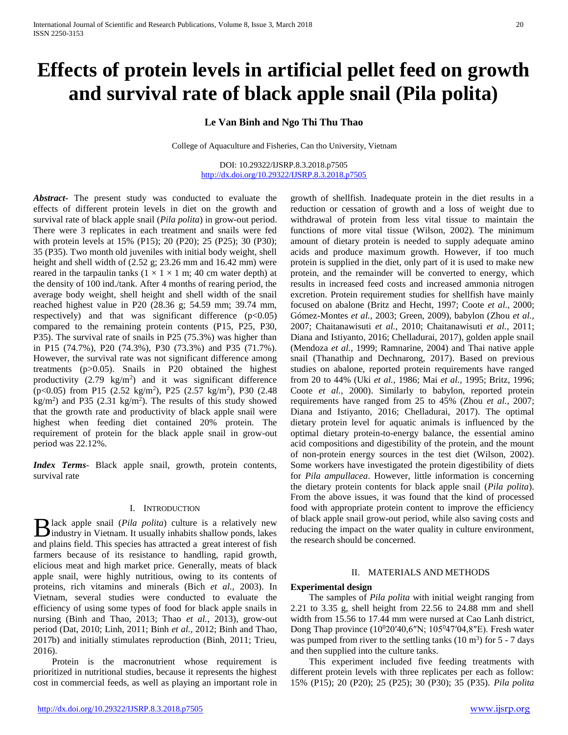# Effects of protein levels in artificial pellet feed on growth and survival rate of black apple snail (Pila polita)

**Le Van Binh and Ngo Thi Thu Thao**

College of Aquaculture and Fisheries, Can tho University, Vietnam

DOI: 10.29322/IJSRP.8.3.2018.p7505
http://dx.doi.org/10.29322/IJSRP.8.3.2018.p7505

***Abstract-*** The present study was conducted to evaluate the effects of different protein levels in diet on the growth and survival rate of black apple snail (*Pila polita*) in grow-out period. There were 3 replicates in each treatment and snails were fed with protein levels at 15% (P15); 20 (P20); 25 (P25); 30 (P30); 35 (P35). Two month old juveniles with initial body weight, shell height and shell width of (2.52 g; 23.26 mm and 16.42 mm) were reared in the tarpaulin tanks (1 × 1 × 1 m; 40 cm water depth) at the density of 100 ind./tank. After 4 months of rearing period, the average body weight, shell height and shell width of the snail reached highest value in P20 (28.36 g; 54.59 mm; 39.74 mm, respectively) and that was significant difference ($p<0.05$) compared to the remaining protein contents (P15, P25, P30, P35). The survival rate of snails in P25 (75.3%) was higher than in P15 (74.7%), P20 (74.3%), P30 (73.3%) and P35 (71.7%). However, the survival rate was not significant difference among treatments ($p>0.05$). Snails in P20 obtained the highest productivity (2.79 kg/m$^2$) and it was significant difference ($p<0.05$) from P15 (2.52 kg/m$^2$), P25 (2.57 kg/m$^2$), P30 (2.48 kg/m$^2$) and P35 (2.31 kg/m$^2$). The results of this study showed that the growth rate and productivity of black apple snail were highest when feeding diet contained 20% protein. The requirement of protein for the black apple snail in grow-out period was 22.12%.

***Index Terms*-** Black apple snail, growth, protein contents, survival rate

## I. Introduction

Black apple snail (*Pila polita*) culture is a relatively new industry in Vietnam. It usually inhabits shallow ponds, lakes and plains field. This species has attracted a great interest of fish farmers because of its resistance to handling, rapid growth, elicious meat and high market price. Generally, meats of black apple snail, were highly nutritious, owing to its contents of proteins, rich vitamins and minerals (Bich *et al.*, 2003). In Vietnam, several studies were conducted to evaluate the efficiency of using some types of food for black apple snails in nursing (Binh and Thao, 2013; Thao *et al.*, 2013), grow-out period (Dat, 2010; Linh, 2011; Binh *et al.*, 2012; Binh and Thao, 2017b) and initially stimulates reproduction (Binh, 2011; Trieu, 2016).

Protein is the macronutrient whose requirement is prioritized in nutritional studies, because it represents the highest cost in commercial feeds, as well as playing an important role in growth of shellfish. Inadequate protein in the diet results in a reduction or cessation of growth and a loss of weight due to withdrawal of protein from less vital tissue to maintain the functions of more vital tissue (Wilson, 2002). The minimum amount of dietary protein is needed to supply adequate amino acids and produce maximum growth. However, if too much protein is supplied in the diet, only part of it is used to make new protein, and the remainder will be converted to energy, which results in increased feed costs and increased ammonia nitrogen excretion. Protein requirement studies for shellfish have mainly focused on abalone (Britz and Hecht, 1997; Coote *et al.*, 2000; Gómez-Montes *et al.*, 2003; Green, 2009), babylon (Zhou *et al.*, 2007; Chaitanawisuti *et al.*, 2010; Chaitanawisuti *et al.*, 2011; Diana and Istiyanto, 2016; Chelladurai, 2017), golden apple snail (Mendoza *et al.*, 1999; Ramnarine, 2004) and Thai native apple snail (Thanathip and Dechnarong, 2017). Based on previous studies on abalone, reported protein requirements have ranged from 20 to 44% (Uki *et al.*, 1986; Mai *et al.*, 1995; Britz, 1996; Coote *et al.*, 2000). Similarly to babylon, reported protein requirements have ranged from 25 to 45% (Zhou *et al.*, 2007; Diana and Istiyanto, 2016; Chelladurai, 2017). The optimal dietary protein level for aquatic animals is influenced by the optimal dietary protein-to-energy balance, the essential amino acid compositions and digestibility of the protein, and the mount of non-protein energy sources in the test diet (Wilson, 2002). Some workers have investigated the protein digestibility of diets for *Pila ampullacea*. However, little information is concerning the dietary protein contents for black apple snail (*Pila polita*). From the above issues, it was found that the kind of processed food with appropriate protein content to improve the efficiency of black apple snail grow-out period, while also saving costs and reducing the impact on the water quality in culture environment, the research should be concerned.

## II. Materials and Methods

### Experimental design

The samples of *Pila polita* with initial weight ranging from 2.21 to 3.35 g, shell height from 22.56 to 24.88 mm and shell width from 15.56 to 17.44 mm were nursed at Cao Lanh district, Dong Thap province (10$^0$20′40,6″N; 105$^0$47′04,8″E). Fresh water was pumped from river to the settling tanks (10 m$^3$) for 5 - 7 days and then supplied into the culture tanks.

This experiment included five feeding treatments with different protein levels with three replicates per each as follow: 15% (P15); 20 (P20); 25 (P25); 30 (P30); 35 (P35). *Pila polita*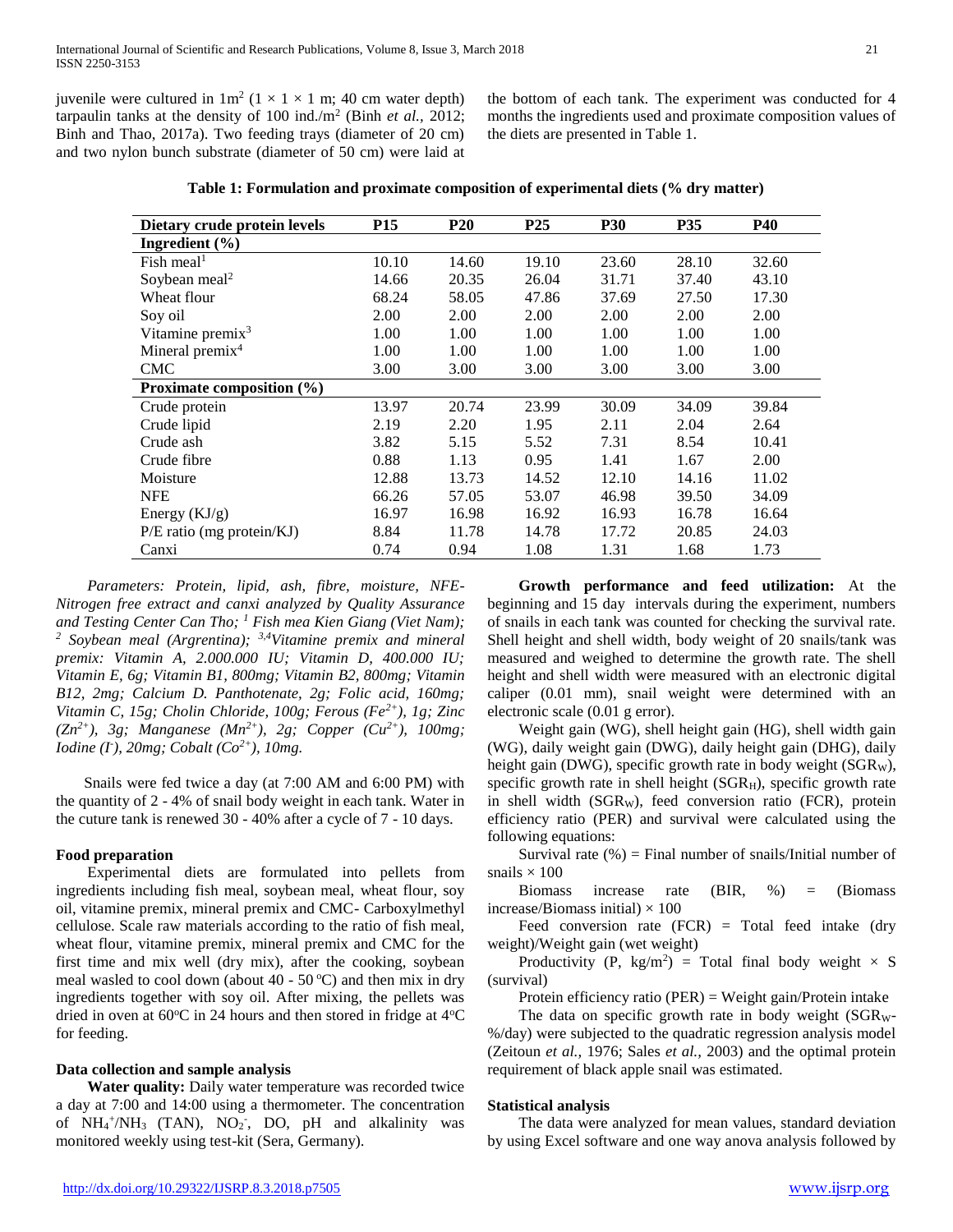juvenile were cultured in $1m^2$ ($1 \times 1 \times 1$ m; 40 cm water depth) tarpaulin tanks at the density of 100 ind./$m^2$ (Binh *et al.,* 2012; Binh and Thao, 2017a). Two feeding trays (diameter of 20 cm) and two nylon bunch substrate (diameter of 50 cm) were laid at the bottom of each tank. The experiment was conducted for 4 months the ingredients used and proximate composition values of the diets are presented in Table 1.

**Table 1: Formulation and proximate composition of experimental diets (% dry matter)**

| Dietary crude protein levels | P15 | P20 | P25 | P30 | P35 | P40 |
|---|---|---|---|---|---|---|
| **Ingredient (%)** | | | | | | |
| Fish meal[1] | 10.10 | 14.60 | 19.10 | 23.60 | 28.10 | 32.60 |
| Soybean meal[2] | 14.66 | 20.35 | 26.04 | 31.71 | 37.40 | 43.10 |
| Wheat flour | 68.24 | 58.05 | 47.86 | 37.69 | 27.50 | 17.30 |
| Soy oil | 2.00 | 2.00 | 2.00 | 2.00 | 2.00 | 2.00 |
| Vitamine premix[3] | 1.00 | 1.00 | 1.00 | 1.00 | 1.00 | 1.00 |
| Mineral premix[4] | 1.00 | 1.00 | 1.00 | 1.00 | 1.00 | 1.00 |
| CMC | 3.00 | 3.00 | 3.00 | 3.00 | 3.00 | 3.00 |
| **Proximate composition (%)** | | | | | | |
| Crude protein | 13.97 | 20.74 | 23.99 | 30.09 | 34.09 | 39.84 |
| Crude lipid | 2.19 | 2.20 | 1.95 | 2.11 | 2.04 | 2.64 |
| Crude ash | 3.82 | 5.15 | 5.52 | 7.31 | 8.54 | 10.41 |
| Crude fibre | 0.88 | 1.13 | 0.95 | 1.41 | 1.67 | 2.00 |
| Moisture | 12.88 | 13.73 | 14.52 | 12.10 | 14.16 | 11.02 |
| NFE | 66.26 | 57.05 | 53.07 | 46.98 | 39.50 | 34.09 |
| Energy (KJ/g) | 16.97 | 16.98 | 16.92 | 16.93 | 16.78 | 16.64 |
| P/E ratio (mg protein/KJ) | 8.84 | 11.78 | 14.78 | 17.72 | 20.85 | 24.03 |
| Canxi | 0.74 | 0.94 | 1.08 | 1.31 | 1.68 | 1.73 |

*Parameters: Protein, lipid, ash, fibre, moisture, NFE-Nitrogen free extract and canxi analyzed by Quality Assurance and Testing Center Can Tho; [1] Fish mea Kien Giang (Viet Nam); [2] Soybean meal (Argrentina); [3,4] Vitamine premix and mineral premix: Vitamin A, 2.000.000 IU; Vitamin D, 400.000 IU; Vitamin E, 6g; Vitamin B1, 800mg; Vitamin B2, 800mg; Vitamin B12, 2mg; Calcium D. Panthotenate, 2g; Folic acid, 160mg; Vitamin C, 15g; Cholin Chloride, 100g; Ferous ($Fe^{2+}$), 1g; Zinc ($Zn^{2+}$), 3g; Manganese ($Mn^{2+}$), 2g; Copper ($Cu^{2+}$), 100mg; Iodine ($I^-$), 20mg; Cobalt ($Co^{2+}$), 10mg.*

Snails were fed twice a day (at 7:00 AM and 6:00 PM) with the quantity of 2 - 4% of snail body weight in each tank. Water in the cuture tank is renewed 30 - 40% after a cycle of 7 - 10 days.

**Food preparation**

Experimental diets are formulated into pellets from ingredients including fish meal, soybean meal, wheat flour, soy oil, vitamine premix, mineral premix and CMC- Carboxylmethyl cellulose. Scale raw materials according to the ratio of fish meal, wheat flour, vitamine premix, mineral premix and CMC for the first time and mix well (dry mix), after the cooking, soybean meal wasled to cool down (about 40 - 50 °C) and then mix in dry ingredients together with soy oil. After mixing, the pellets was dried in oven at 60°C in 24 hours and then stored in fridge at 4°C for feeding.

**Data collection and sample analysis**

**Water quality:** Daily water temperature was recorded twice a day at 7:00 and 14:00 using a thermometer. The concentration of $NH_4^+/NH_3$ (TAN), $NO_2^-$, DO, pH and alkalinity was monitored weekly using test-kit (Sera, Germany).

**Growth performance and feed utilization:** At the beginning and 15 day intervals during the experiment, numbers of snails in each tank was counted for checking the survival rate. Shell height and shell width, body weight of 20 snails/tank was measured and weighed to determine the growth rate. The shell height and shell width were measured with an electronic digital caliper (0.01 mm), snail weight were determined with an electronic scale (0.01 g error).

Weight gain (WG), shell height gain (HG), shell width gain (WG), daily weight gain (DWG), daily height gain (DHG), daily height gain (DWG), specific growth rate in body weight ($SGR_W$), specific growth rate in shell height ($SGR_H$), specific growth rate in shell width ($SGR_W$), feed conversion ratio (FCR), protein efficiency ratio (PER) and survival were calculated using the following equations:

Survival rate (%) = Final number of snails/Initial number of snails × 100

Biomass increase rate (BIR, %) = (Biomass increase/Biomass initial) × 100

Feed conversion rate (FCR) = Total feed intake (dry weight)/Weight gain (wet weight)

Productivity (P, kg/$m^2$) = Total final body weight × S (survival)

Protein efficiency ratio (PER) = Weight gain/Protein intake

The data on specific growth rate in body weight ($SGR_W$-%/day) were subjected to the quadratic regression analysis model (Zeitoun *et al.,* 1976; Sales *et al.,* 2003) and the optimal protein requirement of black apple snail was estimated.

**Statistical analysis**

The data were analyzed for mean values, standard deviation by using Excel software and one way anova analysis followed by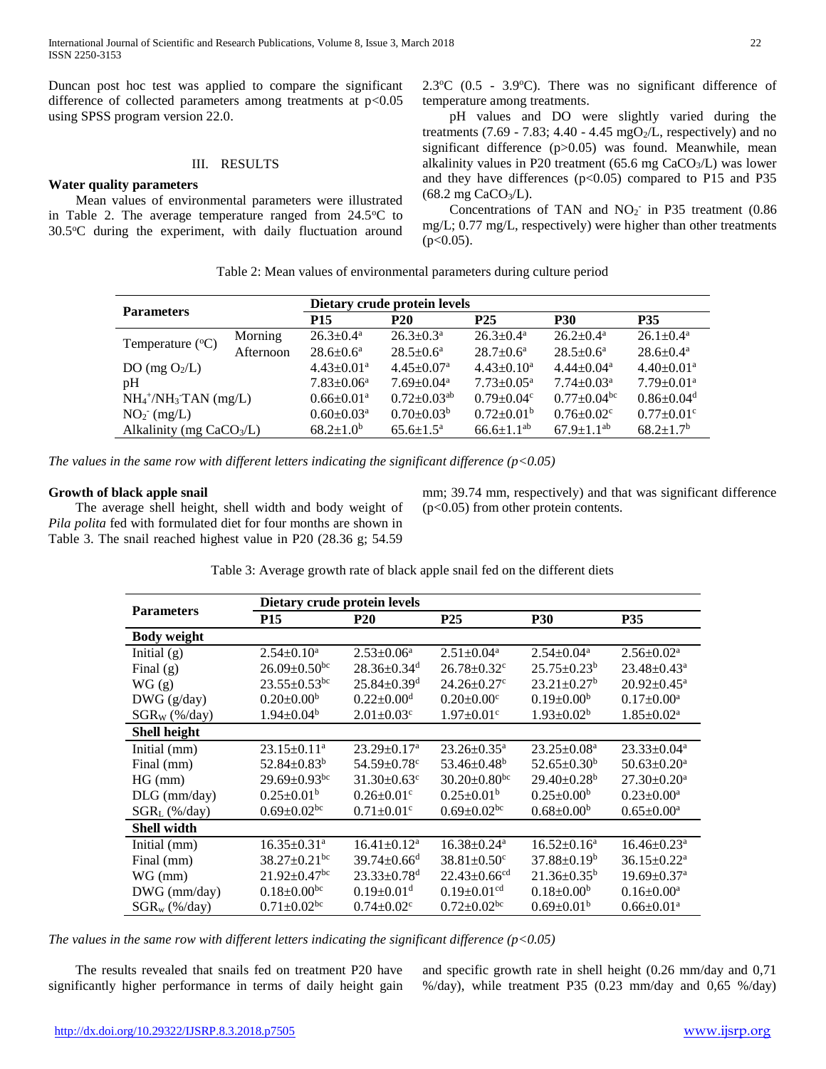Duncan post hoc test was applied to compare the significant difference of collected parameters among treatments at $p<0.05$ using SPSS program version 22.0.

## III. RESULTS

### Water quality parameters

Mean values of environmental parameters were illustrated in Table 2. The average temperature ranged from 24.5°C to 30.5°C during the experiment, with daily fluctuation around 2.3°C (0.5 - 3.9°C). There was no significant difference of temperature among treatments.

pH values and DO were slightly varied during the treatments (7.69 - 7.83; 4.40 - 4.45 mg$O_2$/L, respectively) and no significant difference ($p>0.05$) was found. Meanwhile, mean alkalinity values in P20 treatment (65.6 mg $CaCO_3$/L) was lower and they have differences ($p<0.05$) compared to P15 and P35 (68.2 mg $CaCO_3$/L).

Concentrations of TAN and $NO_2^-$ in P35 treatment (0.86 mg/L; 0.77 mg/L, respectively) were higher than other treatments ($p<0.05$).

Table 2: Mean values of environmental parameters during culture period

| Parameters | | Dietary crude protein levels | | | | |
|---|---|---|---|---|---|---|
| | | P15 | P20 | P25 | P30 | P35 |
| Temperature (°C) | Morning | $26.3\pm0.4^{a}$ | $26.3\pm0.3^{a}$ | $26.3\pm0.4^{a}$ | $26.2\pm0.4^{a}$ | $26.1\pm0.4^{a}$ |
| | Afternoon | $28.6\pm0.6^{a}$ | $28.5\pm0.6^{a}$ | $28.7\pm0.6^{a}$ | $28.5\pm0.6^{a}$ | $28.6\pm0.4^{a}$ |
| DO (mg $O_2$/L) | | $4.43\pm0.01^{a}$ | $4.45\pm0.07^{a}$ | $4.43\pm0.10^{a}$ | $4.44\pm0.04^{a}$ | $4.40\pm0.01^{a}$ |
| pH | | $7.83\pm0.06^{a}$ | $7.69\pm0.04^{a}$ | $7.73\pm0.05^{a}$ | $7.74\pm0.03^{a}$ | $7.79\pm0.01^{a}$ |
| $NH_4^+$/$NH_3$ TAN (mg/L) | | $0.66\pm0.01^{a}$ | $0.72\pm0.03^{ab}$ | $0.79\pm0.04^{c}$ | $0.77\pm0.04^{bc}$ | $0.86\pm0.04^{d}$ |
| $NO_2^-$ (mg/L) | | $0.60\pm0.03^{a}$ | $0.70\pm0.03^{b}$ | $0.72\pm0.01^{b}$ | $0.76\pm0.02^{c}$ | $0.77\pm0.01^{c}$ |
| Alkalinity (mg $CaCO_3$/L) | | $68.2\pm1.0^{b}$ | $65.6\pm1.5^{a}$ | $66.6\pm1.1^{ab}$ | $67.9\pm1.1^{ab}$ | $68.2\pm1.7^{b}$ |

*The values in the same row with different letters indicating the significant difference ($p<0.05$)*

### Growth of black apple snail

The average shell height, shell width and body weight of *Pila polita* fed with formulated diet for four months are shown in Table 3. The snail reached highest value in P20 (28.36 g; 54.59 mm; 39.74 mm, respectively) and that was significant difference ($p<0.05$) from other protein contents.

Table 3: Average growth rate of black apple snail fed on the different diets

| Parameters | Dietary crude protein levels | | | | |
|---|---|---|---|---|---|
| | P15 | P20 | P25 | P30 | P35 |
| **Body weight** | | | | | |
| Initial (g) | $2.54\pm0.10^{a}$ | $2.53\pm0.06^{a}$ | $2.51\pm0.04^{a}$ | $2.54\pm0.04^{a}$ | $2.56\pm0.02^{a}$ |
| Final (g) | $26.09\pm0.50^{bc}$ | $28.36\pm0.34^{d}$ | $26.78\pm0.32^{c}$ | $25.75\pm0.23^{b}$ | $23.48\pm0.43^{a}$ |
| WG (g) | $23.55\pm0.53^{bc}$ | $25.84\pm0.39^{d}$ | $24.26\pm0.27^{c}$ | $23.21\pm0.27^{b}$ | $20.92\pm0.45^{a}$ |
| DWG (g/day) | $0.20\pm0.00^{b}$ | $0.22\pm0.00^{d}$ | $0.20\pm0.00^{c}$ | $0.19\pm0.00^{b}$ | $0.17\pm0.00^{a}$ |
| $SGR_W$ (%/day) | $1.94\pm0.04^{b}$ | $2.01\pm0.03^{c}$ | $1.97\pm0.01^{c}$ | $1.93\pm0.02^{b}$ | $1.85\pm0.02^{a}$ |
| **Shell height** | | | | | |
| Initial (mm) | $23.15\pm0.11^{a}$ | $23.29\pm0.17^{a}$ | $23.26\pm0.35^{a}$ | $23.25\pm0.08^{a}$ | $23.33\pm0.04^{a}$ |
| Final (mm) | $52.84\pm0.83^{b}$ | $54.59\pm0.78^{c}$ | $53.46\pm0.48^{b}$ | $52.65\pm0.30^{b}$ | $50.63\pm0.20^{a}$ |
| HG (mm) | $29.69\pm0.93^{bc}$ | $31.30\pm0.63^{c}$ | $30.20\pm0.80^{bc}$ | $29.40\pm0.28^{b}$ | $27.30\pm0.20^{a}$ |
| DLG (mm/day) | $0.25\pm0.01^{b}$ | $0.26\pm0.01^{c}$ | $0.25\pm0.01^{b}$ | $0.25\pm0.00^{b}$ | $0.23\pm0.00^{a}$ |
| $SGR_L$ (%/day) | $0.69\pm0.02^{bc}$ | $0.71\pm0.01^{c}$ | $0.69\pm0.02^{bc}$ | $0.68\pm0.00^{b}$ | $0.65\pm0.00^{a}$ |
| **Shell width** | | | | | |
| Initial (mm) | $16.35\pm0.31^{a}$ | $16.41\pm0.12^{a}$ | $16.38\pm0.24^{a}$ | $16.52\pm0.16^{a}$ | $16.46\pm0.23^{a}$ |
| Final (mm) | $38.27\pm0.21^{bc}$ | $39.74\pm0.66^{d}$ | $38.81\pm0.50^{c}$ | $37.88\pm0.19^{b}$ | $36.15\pm0.22^{a}$ |
| WG (mm) | $21.92\pm0.47^{bc}$ | $23.33\pm0.78^{d}$ | $22.43\pm0.66^{cd}$ | $21.36\pm0.35^{b}$ | $19.69\pm0.37^{a}$ |
| DWG (mm/day) | $0.18\pm0.00^{bc}$ | $0.19\pm0.01^{d}$ | $0.19\pm0.01^{cd}$ | $0.18\pm0.00^{b}$ | $0.16\pm0.00^{a}$ |
| $SGR_w$ (%/day) | $0.71\pm0.02^{bc}$ | $0.74\pm0.02^{c}$ | $0.72\pm0.02^{bc}$ | $0.69\pm0.01^{b}$ | $0.66\pm0.01^{a}$ |

*The values in the same row with different letters indicating the significant difference ($p<0.05$)*

The results revealed that snails fed on treatment P20 have significantly higher performance in terms of daily height gain and specific growth rate in shell height (0.26 mm/day and 0,71 %/day), while treatment P35 (0.23 mm/day and 0,65 %/day)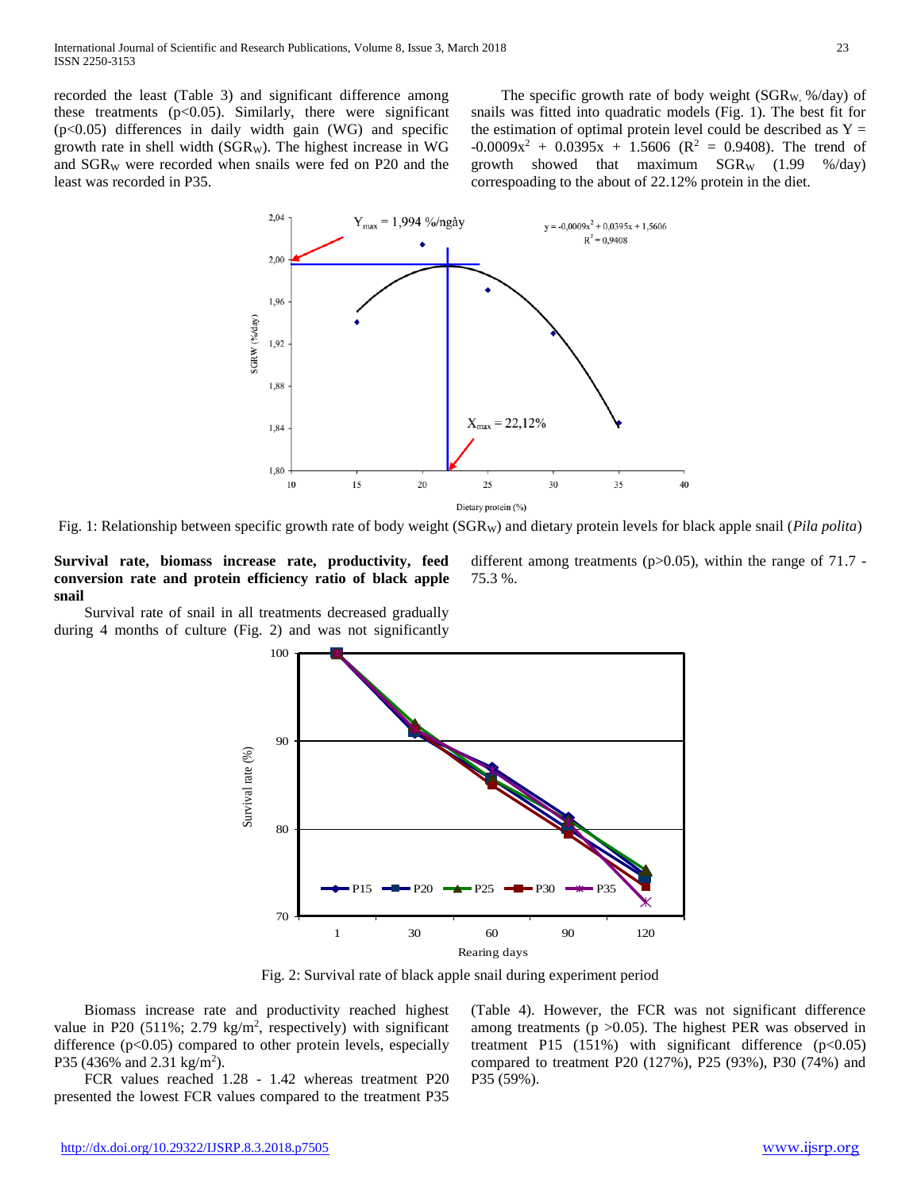recorded the least (Table 3) and significant difference among these treatments ($p<0.05$). Similarly, there were significant ($p<0.05$) differences in daily width gain (WG) and specific growth rate in shell width ($SGR_W$). The highest increase in WG and $SGR_W$ were recorded when snails were fed on P20 and the least was recorded in P35.

The specific growth rate of body weight ($SGR_W$, %/day) of snails was fitted into quadratic models (Fig. 1). The best fit for the estimation of optimal protein level could be described as $Y = -0.0009x^2 + 0.0395x + 1.5606$ ($R^2 = 0.9408$). The trend of growth showed that maximum $SGR_W$ (1.99 %/day) correspoading to the about of 22.12% protein in the diet.

Fig. 1: Relationship between specific growth rate of body weight ($SGR_W$) and dietary protein levels for black apple snail (*Pila polita*)

**Survival rate, biomass increase rate, productivity, feed conversion rate and protein efficiency ratio of black apple snail**

Survival rate of snail in all treatments decreased gradually during 4 months of culture (Fig. 2) and was not significantly different among treatments ($p>0.05$), within the range of 71.7 - 75.3 %.

Fig. 2: Survival rate of black apple snail during experiment period

Biomass increase rate and productivity reached highest value in P20 (511%; 2.79 kg/m$^2$, respectively) with significant difference ($p<0.05$) compared to other protein levels, especially P35 (436% and 2.31 kg/m$^2$).

FCR values reached 1.28 - 1.42 whereas treatment P20 presented the lowest FCR values compared to the treatment P35 (Table 4). However, the FCR was not significant difference among treatments ($p >0.05$). The highest PER was observed in treatment P15 (151%) with significant difference ($p<0.05$) compared to treatment P20 (127%), P25 (93%), P30 (74%) and P35 (59%).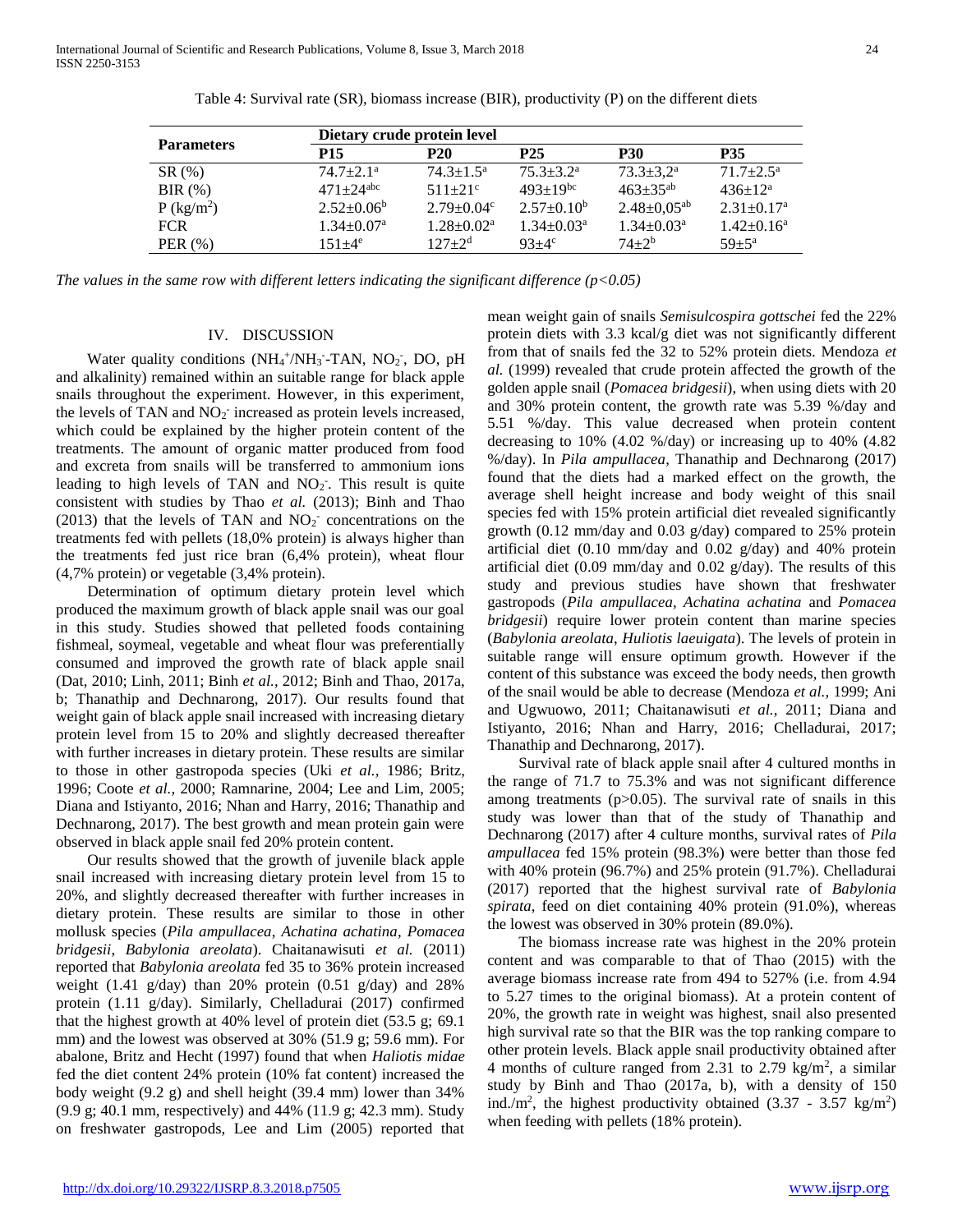Table 4: Survival rate (SR), biomass increase (BIR), productivity (P) on the different diets

| Parameters | Dietary crude protein level | | | | |
|---|---|---|---|---|---|
| | P15 | P20 | P25 | P30 | P35 |
| SR (%) | $74.7 \pm 2.1^{a}$ | $74.3 \pm 1.5^{a}$ | $75.3 \pm 3.2^{a}$ | $73.3 \pm 3{,}2^{a}$ | $71.7 \pm 2.5^{a}$ |
| BIR (%) | $471 \pm 24^{abc}$ | $511 \pm 21^{c}$ | $493 \pm 19^{bc}$ | $463 \pm 35^{ab}$ | $436 \pm 12^{a}$ |
| P ($kg/m^2$) | $2.52 \pm 0.06^{b}$ | $2.79 \pm 0.04^{c}$ | $2.57 \pm 0.10^{b}$ | $2.48 \pm 0{,}05^{ab}$ | $2.31 \pm 0.17^{a}$ |
| FCR | $1.34 \pm 0.07^{a}$ | $1.28 \pm 0.02^{a}$ | $1.34 \pm 0.03^{a}$ | $1.34 \pm 0.03^{a}$ | $1.42 \pm 0.16^{a}$ |
| PER (%) | $151 \pm 4^{e}$ | $127 \pm 2^{d}$ | $93 \pm 4^{c}$ | $74 \pm 2^{b}$ | $59 \pm 5^{a}$ |

*The values in the same row with different letters indicating the significant difference ($p<0.05$)*

## IV. DISCUSSION

Water quality conditions ($NH_4^+/NH_3^-$-TAN, $NO_2^-$, DO, pH and alkalinity) remained within an suitable range for black apple snails throughout the experiment. However, in this experiment, the levels of TAN and $NO_2^-$ increased as protein levels increased, which could be explained by the higher protein content of the treatments. The amount of organic matter produced from food and excreta from snails will be transferred to ammonium ions leading to high levels of TAN and $NO_2^-$. This result is quite consistent with studies by Thao *et al.* (2013); Binh and Thao (2013) that the levels of TAN and $NO_2^-$ concentrations on the treatments fed with pellets (18,0% protein) is always higher than the treatments fed just rice bran (6,4% protein), wheat flour (4,7% protein) or vegetable (3,4% protein).

Determination of optimum dietary protein level which produced the maximum growth of black apple snail was our goal in this study. Studies showed that pelleted foods containing fishmeal, soymeal, vegetable and wheat flour was preferentially consumed and improved the growth rate of black apple snail (Dat, 2010; Linh, 2011; Binh *et al.*, 2012; Binh and Thao, 2017a, b; Thanathip and Dechnarong, 2017). Our results found that weight gain of black apple snail increased with increasing dietary protein level from 15 to 20% and slightly decreased thereafter with further increases in dietary protein. These results are similar to those in other gastropoda species (Uki *et al.*, 1986; Britz, 1996; Coote *et al.*, 2000; Ramnarine, 2004; Lee and Lim, 2005; Diana and Istiyanto, 2016; Nhan and Harry, 2016; Thanathip and Dechnarong, 2017). The best growth and mean protein gain were observed in black apple snail fed 20% protein content.

Our results showed that the growth of juvenile black apple snail increased with increasing dietary protein level from 15 to 20%, and slightly decreased thereafter with further increases in dietary protein. These results are similar to those in other mollusk species (*Pila ampullacea*, *Achatina achatina*, *Pomacea bridgesii*, *Babylonia areolata*). Chaitanawisuti *et al.* (2011) reported that *Babylonia areolata* fed 35 to 36% protein increased weight (1.41 g/day) than 20% protein (0.51 g/day) and 28% protein (1.11 g/day). Similarly, Chelladurai (2017) confirmed that the highest growth at 40% level of protein diet (53.5 g; 69.1 mm) and the lowest was observed at 30% (51.9 g; 59.6 mm). For abalone, Britz and Hecht (1997) found that when *Haliotis midae* fed the diet content 24% protein (10% fat content) increased the body weight (9.2 g) and shell height (39.4 mm) lower than 34% (9.9 g; 40.1 mm, respectively) and 44% (11.9 g; 42.3 mm). Study on freshwater gastropods, Lee and Lim (2005) reported that mean weight gain of snails *Semisulcospira gottschei* fed the 22% protein diets with 3.3 kcal/g diet was not significantly different from that of snails fed the 32 to 52% protein diets. Mendoza *et al.* (1999) revealed that crude protein affected the growth of the golden apple snail (*Pomacea bridgesii*), when using diets with 20 and 30% protein content, the growth rate was 5.39 %/day and 5.51 %/day. This value decreased when protein content decreasing to 10% (4.02 %/day) or increasing up to 40% (4.82 %/day). In *Pila ampullacea*, Thanathip and Dechnarong (2017) found that the diets had a marked effect on the growth, the average shell height increase and body weight of this snail species fed with 15% protein artificial diet revealed significantly growth (0.12 mm/day and 0.03 g/day) compared to 25% protein artificial diet (0.10 mm/day and 0.02 g/day) and 40% protein artificial diet (0.09 mm/day and 0.02 g/day). The results of this study and previous studies have shown that freshwater gastropods (*Pila ampullacea*, *Achatina achatina* and *Pomacea bridgesii*) require lower protein content than marine species (*Babylonia areolata*, *Huliotis laeuigata*). The levels of protein in suitable range will ensure optimum growth. However if the content of this substance was exceed the body needs, then growth of the snail would be able to decrease (Mendoza *et al.*, 1999; Ani and Ugwuowo, 2011; Chaitanawisuti *et al.*, 2011; Diana and Istiyanto, 2016; Nhan and Harry, 2016; Chelladurai, 2017; Thanathip and Dechnarong, 2017).

Survival rate of black apple snail after 4 cultured months in the range of 71.7 to 75.3% and was not significant difference among treatments ($p>0.05$). The survival rate of snails in this study was lower than that of the study of Thanathip and Dechnarong (2017) after 4 culture months, survival rates of *Pila ampullacea* fed 15% protein (98.3%) were better than those fed with 40% protein (96.7%) and 25% protein (91.7%). Chelladurai (2017) reported that the highest survival rate of *Babylonia spirata*, feed on diet containing 40% protein (91.0%), whereas the lowest was observed in 30% protein (89.0%).

The biomass increase rate was highest in the 20% protein content and was comparable to that of Thao (2015) with the average biomass increase rate from 494 to 527% (i.e. from 4.94 to 5.27 times to the original biomass). At a protein content of 20%, the growth rate in weight was highest, snail also presented high survival rate so that the BIR was the top ranking compare to other protein levels. Black apple snail productivity obtained after 4 months of culture ranged from 2.31 to 2.79 $kg/m^2$, a similar study by Binh and Thao (2017a, b), with a density of 150 $ind./m^2$, the highest productivity obtained (3.37 - 3.57 $kg/m^2$) when feeding with pellets (18% protein).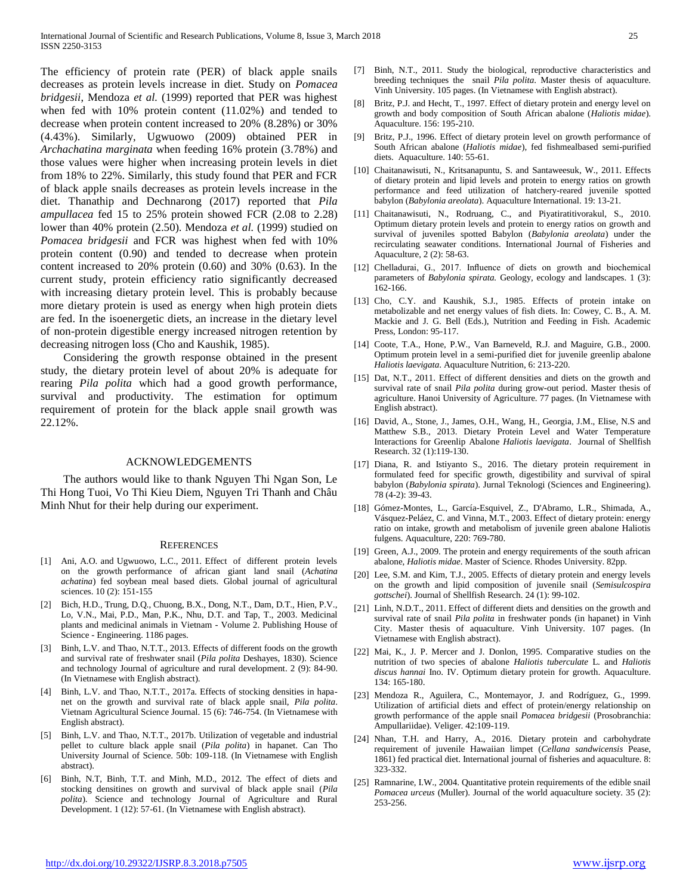The efficiency of protein rate (PER) of black apple snails decreases as protein levels increase in diet. Study on *Pomacea bridgesii*, Mendoza *et al.* (1999) reported that PER was highest when fed with 10% protein content (11.02%) and tended to decrease when protein content increased to 20% (8.28%) or 30% (4.43%). Similarly, Ugwuowo (2009) obtained PER in *Archachatina marginata* when feeding 16% protein (3.78%) and those values were higher when increasing protein levels in diet from 18% to 22%. Similarly, this study found that PER and FCR of black apple snails decreases as protein levels increase in the diet. Thanathip and Dechnarong (2017) reported that *Pila ampullacea* fed 15 to 25% protein showed FCR (2.08 to 2.28) lower than 40% protein (2.50). Mendoza *et al.* (1999) studied on *Pomacea bridgesii* and FCR was highest when fed with 10% protein content (0.90) and tended to decrease when protein content increased to 20% protein (0.60) and 30% (0.63). In the current study, protein efficiency ratio significantly decreased with increasing dietary protein level. This is probably because more dietary protein is used as energy when high protein diets are fed. In the isoenergetic diets, an increase in the dietary level of non-protein digestible energy increased nitrogen retention by decreasing nitrogen loss (Cho and Kaushik, 1985).

Considering the growth response obtained in the present study, the dietary protein level of about 20% is adequate for rearing *Pila polita* which had a good growth performance, survival and productivity. The estimation for optimum requirement of protein for the black apple snail growth was 22.12%.

## ACKNOWLEDGEMENTS

The authors would like to thank Nguyen Thi Ngan Son, Le Thi Hong Tuoi, Vo Thi Kieu Diem, Nguyen Tri Thanh and Châu Minh Nhut for their help during our experiment.

## REFERENCES

[1] Ani, A.O. and Ugwuowo, L.C., 2011. Effect of different protein levels on the growth performance of african giant land snail (*Achatina achatina*) fed soybean meal based diets. Global journal of agricultural sciences. 10 (2): 151-155

[2] Bich, H.D., Trung, D.Q., Chuong, B.X., Dong, N.T., Dam, D.T., Hien, P.V., Lo, V.N., Mai, P.D., Man, P.K., Nhu, D.T. and Tap, T., 2003. Medicinal plants and medicinal animals in Vietnam - Volume 2. Publishing House of Science - Engineering. 1186 pages.

[3] Binh, L.V. and Thao, N.T.T., 2013. Effects of different foods on the growth and survival rate of freshwater snail (*Pila polita* Deshayes, 1830). Science and technology Journal of agriculture and rural development. 2 (9): 84-90. (In Vietnamese with English abstract).

[4] Binh, L.V. and Thao, N.T.T., 2017a. Effects of stocking densities in hapa-net on the growth and survival rate of black apple snail, *Pila polita*. Vietnam Agricultural Science Journal. 15 (6): 746-754. (In Vietnamese with English abstract).

[5] Binh, L.V. and Thao, N.T.T., 2017b. Utilization of vegetable and industrial pellet to culture black apple snail (*Pila polita*) in hapanet. Can Tho University Journal of Science. 50b: 109-118. (In Vietnamese with English abstract).

[6] Binh, N.T, Binh, T.T. and Minh, M.D., 2012. The effect of diets and stocking densitines on growth and survival of black apple snail (*Pila polita*). Science and technology Journal of Agriculture and Rural Development. 1 (12): 57-61. (In Vietnamese with English abstract).

[7] Binh, N.T., 2011. Study the biological, reproductive characteristics and breeding techniques the snail *Pila polita*. Master thesis of aquaculture. Vinh University. 105 pages. (In Vietnamese with English abstract).

[8] Britz, P.J. and Hecht, T., 1997. Effect of dietary protein and energy level on growth and body composition of South African abalone (*Haliotis midae*). Aquaculture. 156: 195-210.

[9] Britz, P.J., 1996. Effect of dietary protein level on growth performance of South African abalone (*Haliotis midae*), fed fishmealbased semi-purified diets. Aquaculture. 140: 55-61.

[10] Chaitanawisuti, N., Kritsanapuntu, S. and Santaweesuk, W., 2011. Effects of dietary protein and lipid levels and protein to energy ratios on growth performance and feed utilization of hatchery-reared juvenile spotted babylon (*Babylonia areolata*). Aquaculture International. 19: 13-21.

[11] Chaitanawisuti, N., Rodruang, C., and Piyatiratitivorakul, S., 2010. Optimum dietary protein levels and protein to energy ratios on growth and survival of juveniles spotted Babylon (*Babylonia areolata*) under the recirculating seawater conditions. International Journal of Fisheries and Aquaculture, 2 (2): 58-63.

[12] Chelladurai, G., 2017. Influence of diets on growth and biochemical parameters of *Babylonia spirata.* Geology, ecology and landscapes. 1 (3): 162-166.

[13] Cho, C.Y. and Kaushik, S.J., 1985. Effects of protein intake on metabolizable and net energy values of fish diets. In: Cowey, C. B., A. M. Mackie and J. G. Bell (Eds.), Nutrition and Feeding in Fish. Academic Press, London: 95-117.

[14] Coote, T.A., Hone, P.W., Van Barneveld, R.J. and Maguire, G.B., 2000. Optimum protein level in a semi-purified diet for juvenile greenlip abalone *Haliotis laevigata*. Aquaculture Nutrition, 6: 213-220.

[15] Dat, N.T., 2011. Effect of different densities and diets on the growth and survival rate of snail *Pila polita* during grow-out period. Master thesis of agriculture. Hanoi University of Agriculture. 77 pages. (In Vietnamese with English abstract).

[16] David, A., Stone, J., James, O.H., Wang, H., Georgia, J.M., Elise, N.S and Matthew S.B., 2013. Dietary Protein Level and Water Temperature Interactions for Greenlip Abalone *Haliotis laevigata*. Journal of Shellfish Research. 32 (1):119-130.

[17] Diana, R. and Istiyanto S., 2016. The dietary protein requirement in formulated feed for specific growth, digestibility and survival of spiral babylon (*Babylonia spirata*). Jurnal Teknologi (Sciences and Engineering). 78 (4-2): 39-43.

[18] Gómez-Montes, L., García-Esquivel, Z., D'Abramo, L.R., Shimada, A., Vásquez-Peláez, C. and Vinna, M.T., 2003. Effect of dietary protein: energy ratio on intake, growth and metabolism of juvenile green abalone Haliotis fulgens. Aquaculture, 220: 769-780.

[19] Green, A.J., 2009. The protein and energy requirements of the south african abalone, *Haliotis midae*. Master of Science. Rhodes University. 82pp.

[20] Lee, S.M. and Kim, T.J., 2005. Effects of dietary protein and energy levels on the growth and lipid composition of juvenile snail (*Semisulcospira gottschei*). Journal of Shellfish Research. 24 (1): 99-102.

[21] Linh, N.D.T., 2011. Effect of different diets and densities on the growth and survival rate of snail *Pila polita* in freshwater ponds (in hapanet) in Vinh City. Master thesis of aquaculture. Vinh University. 107 pages. (In Vietnamese with English abstract).

[22] Mai, K., J. P. Mercer and J. Donlon, 1995. Comparative studies on the nutrition of two species of abalone *Haliotis tuberculate* L. and *Haliotis discus hannai* Ino. IV. Optimum dietary protein for growth. Aquaculture. 134: 165-180.

[23] Mendoza R., Aguilera, C., Montemayor, J. and Rodríguez, G., 1999. Utilization of artificial diets and effect of protein/energy relationship on growth performance of the apple snail *Pomacea bridgesii* (Prosobranchia: Ampullariidae). Veliger. 42:109-119.

[24] Nhan, T.H. and Harry, A., 2016. Dietary protein and carbohydrate requirement of juvenile Hawaiian limpet (*Cellana sandwicensis* Pease, 1861) fed practical diet. International journal of fisheries and aquaculture. 8: 323-332.

[25] Ramnarine, I.W., 2004. Quantitative protein requirements of the edible snail *Pomacea urceus* (Muller). Journal of the world aquaculture society. 35 (2): 253-256.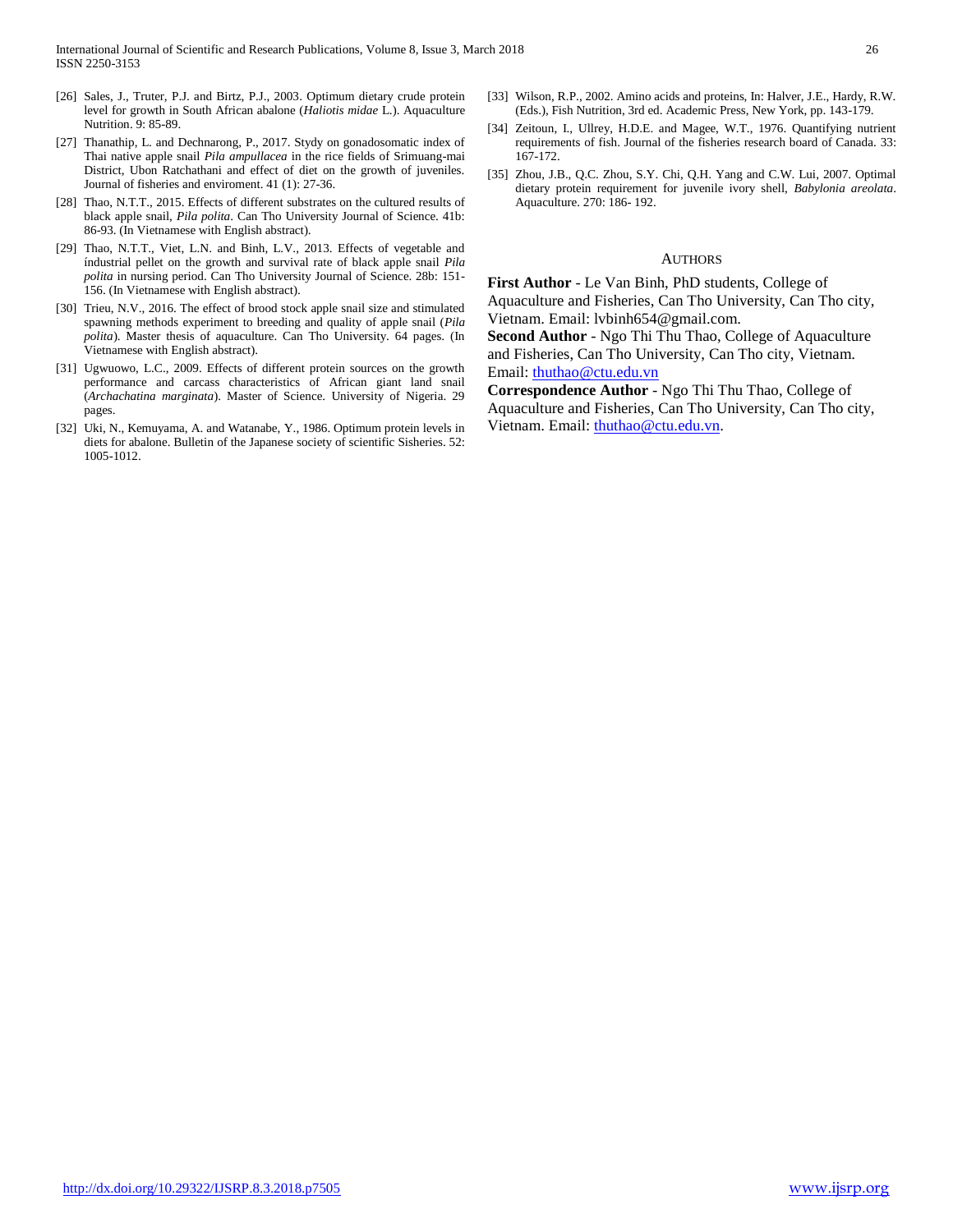[26] Sales, J., Truter, P.J. and Birtz, P.J., 2003. Optimum dietary crude protein level for growth in South African abalone (*Haliotis midae* L.). Aquaculture Nutrition. 9: 85-89.

[27] Thanathip, L. and Dechnarong, P., 2017. Stydy on gonadosomatic index of Thai native apple snail *Pila ampullacea* in the rice fields of Srimuang-mai District, Ubon Ratchathani and effect of diet on the growth of juveniles. Journal of fisheries and enviroment. 41 (1): 27-36.

[28] Thao, N.T.T., 2015. Effects of different substrates on the cultured results of black apple snail, *Pila polita*. Can Tho University Journal of Science. 41b: 86-93. (In Vietnamese with English abstract).

[29] Thao, N.T.T., Viet, L.N. and Binh, L.V., 2013. Effects of vegetable and índustrial pellet on the growth and survival rate of black apple snail *Pila polita* in nursing period. Can Tho University Journal of Science. 28b: 151-156. (In Vietnamese with English abstract).

[30] Trieu, N.V., 2016. The effect of brood stock apple snail size and stimulated spawning methods experiment to breeding and quality of apple snail (*Pila polita*). Master thesis of aquaculture. Can Tho University. 64 pages. (In Vietnamese with English abstract).

[31] Ugwuowo, L.C., 2009. Effects of different protein sources on the growth performance and carcass characteristics of African giant land snail (*Archachatina marginata*). Master of Science. University of Nigeria. 29 pages.

[32] Uki, N., Kemuyama, A. and Watanabe, Y., 1986. Optimum protein levels in diets for abalone. Bulletin of the Japanese society of scientific Sisheries. 52: 1005-1012.

[33] Wilson, R.P., 2002. Amino acids and proteins, In: Halver, J.E., Hardy, R.W. (Eds.), Fish Nutrition, 3rd ed. Academic Press, New York, pp. 143-179.

[34] Zeitoun, I., Ullrey, H.D.E. and Magee, W.T., 1976. Quantifying nutrient requirements of fish. Journal of the fisheries research board of Canada. 33: 167-172.

[35] Zhou, J.B., Q.C. Zhou, S.Y. Chi, Q.H. Yang and C.W. Lui, 2007. Optimal dietary protein requirement for juvenile ivory shell, *Babylonia areolata*. Aquaculture. 270: 186- 192.

## AUTHORS

**First Author** - Le Van Binh, PhD students, College of Aquaculture and Fisheries, Can Tho University, Can Tho city, Vietnam. Email: lvbinh654@gmail.com.

**Second Author** - Ngo Thi Thu Thao, College of Aquaculture and Fisheries, Can Tho University, Can Tho city, Vietnam. Email: thuthao@ctu.edu.vn

**Correspondence Author** - Ngo Thi Thu Thao, College of Aquaculture and Fisheries, Can Tho University, Can Tho city, Vietnam. Email: thuthao@ctu.edu.vn.